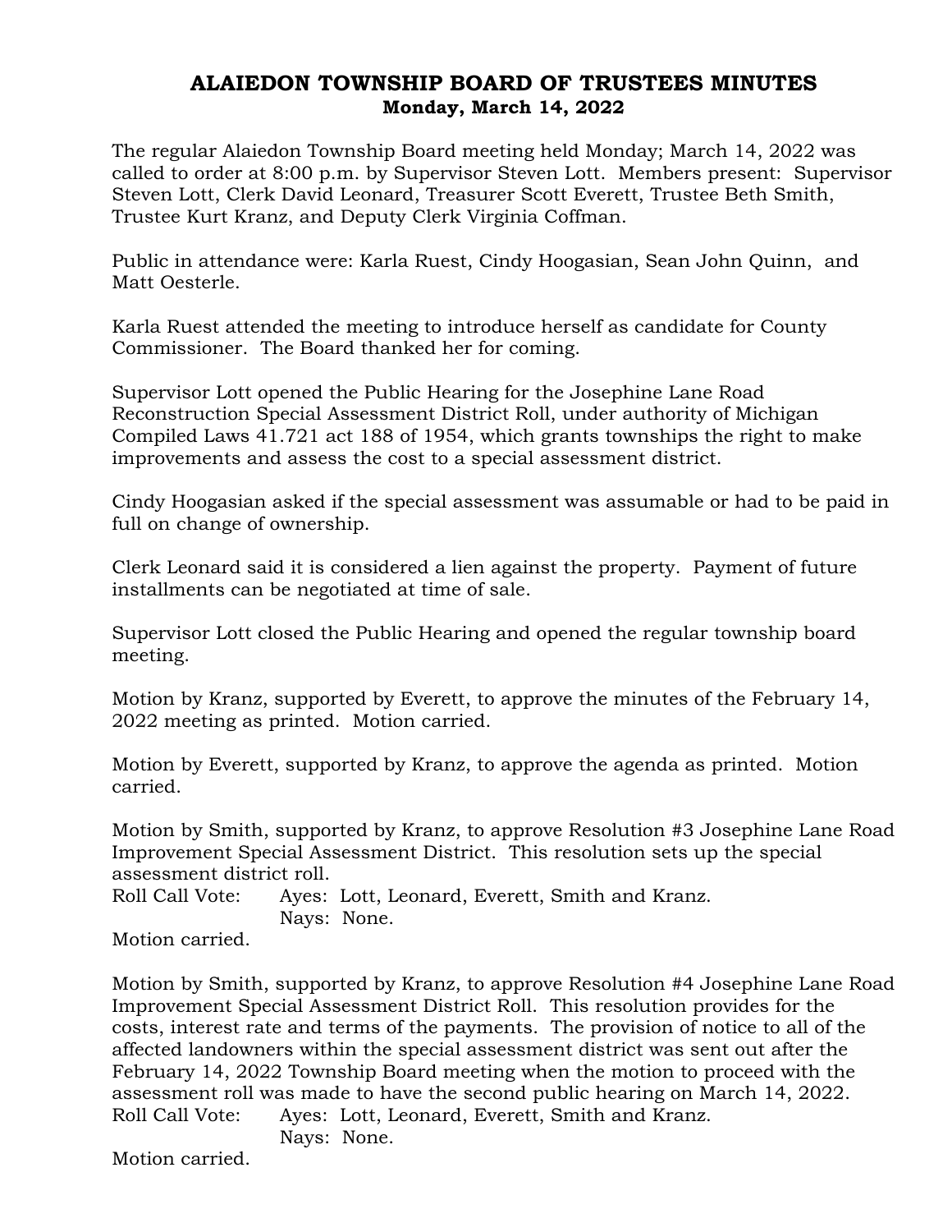# ALAIEDON TOWNSHIP BOARD OF TRUSTEES MINUTES
## Monday, March 14, 2022

The regular Alaiedon Township Board meeting held Monday; March 14, 2022 was called to order at 8:00 p.m. by Supervisor Steven Lott. Members present: Supervisor Steven Lott, Clerk David Leonard, Treasurer Scott Everett, Trustee Beth Smith, Trustee Kurt Kranz, and Deputy Clerk Virginia Coffman.

Public in attendance were: Karla Ruest, Cindy Hoogasian, Sean John Quinn, and Matt Oesterle.

Karla Ruest attended the meeting to introduce herself as candidate for County Commissioner. The Board thanked her for coming.

Supervisor Lott opened the Public Hearing for the Josephine Lane Road Reconstruction Special Assessment District Roll, under authority of Michigan Compiled Laws 41.721 act 188 of 1954, which grants townships the right to make improvements and assess the cost to a special assessment district.

Cindy Hoogasian asked if the special assessment was assumable or had to be paid in full on change of ownership.

Clerk Leonard said it is considered a lien against the property. Payment of future installments can be negotiated at time of sale.

Supervisor Lott closed the Public Hearing and opened the regular township board meeting.

Motion by Kranz, supported by Everett, to approve the minutes of the February 14, 2022 meeting as printed. Motion carried.

Motion by Everett, supported by Kranz, to approve the agenda as printed. Motion carried.

Motion by Smith, supported by Kranz, to approve Resolution #3 Josephine Lane Road Improvement Special Assessment District. This resolution sets up the special assessment district roll.
Roll Call Vote: Ayes: Lott, Leonard, Everett, Smith and Kranz.
Nays: None.
Motion carried.

Motion by Smith, supported by Kranz, to approve Resolution #4 Josephine Lane Road Improvement Special Assessment District Roll. This resolution provides for the costs, interest rate and terms of the payments. The provision of notice to all of the affected landowners within the special assessment district was sent out after the February 14, 2022 Township Board meeting when the motion to proceed with the assessment roll was made to have the second public hearing on March 14, 2022.
Roll Call Vote: Ayes: Lott, Leonard, Everett, Smith and Kranz.
Nays: None.
Motion carried.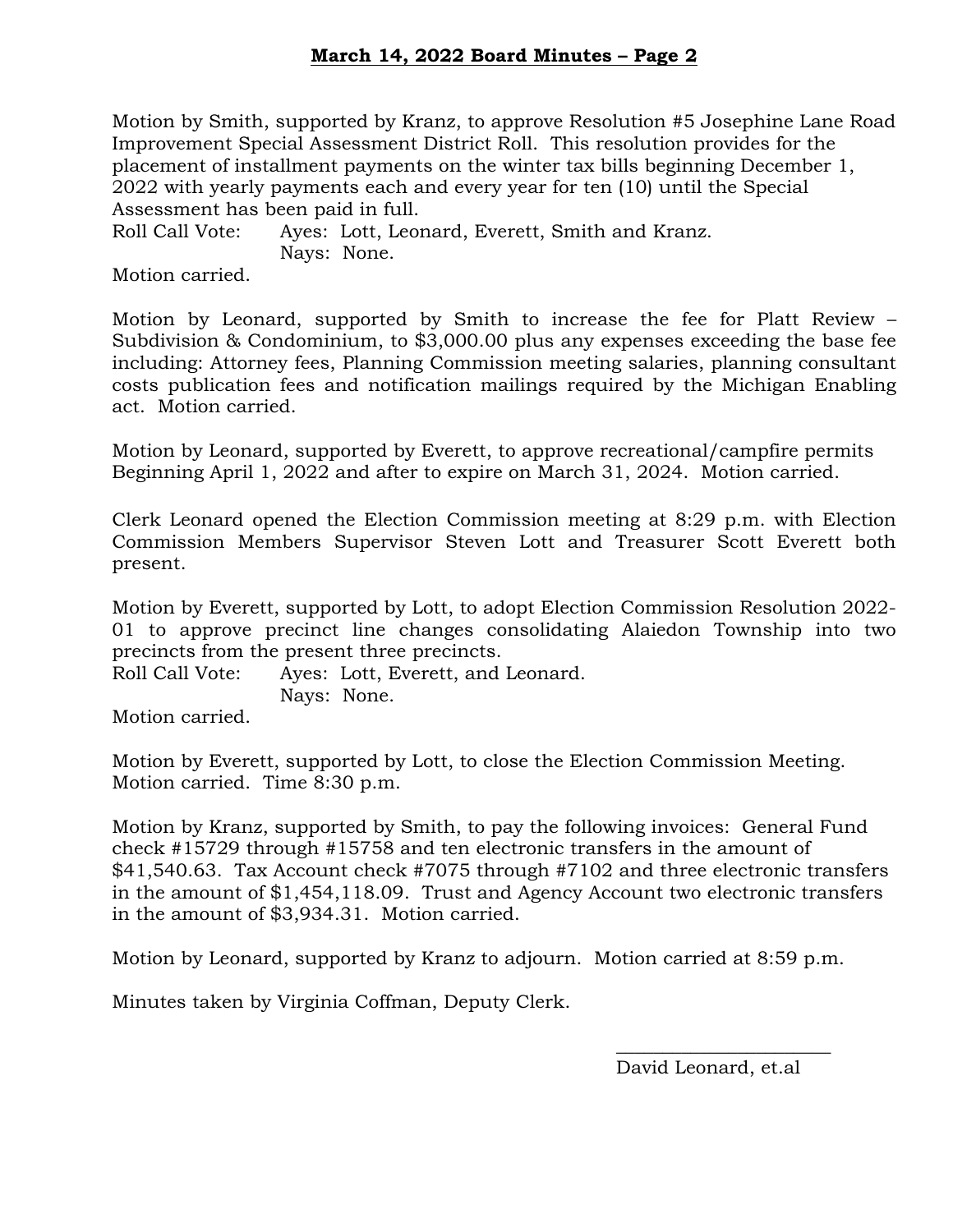Motion by Smith, supported by Kranz, to approve Resolution #5 Josephine Lane Road Improvement Special Assessment District Roll. This resolution provides for the placement of installment payments on the winter tax bills beginning December 1, 2022 with yearly payments each and every year for ten (10) until the Special Assessment has been paid in full.
Roll Call Vote: Ayes: Lott, Leonard, Everett, Smith and Kranz.
Nays: None.
Motion carried.

Motion by Leonard, supported by Smith to increase the fee for Platt Review – Subdivision & Condominium, to $3,000.00 plus any expenses exceeding the base fee including: Attorney fees, Planning Commission meeting salaries, planning consultant costs publication fees and notification mailings required by the Michigan Enabling act. Motion carried.

Motion by Leonard, supported by Everett, to approve recreational/campfire permits Beginning April 1, 2022 and after to expire on March 31, 2024. Motion carried.

Clerk Leonard opened the Election Commission meeting at 8:29 p.m. with Election Commission Members Supervisor Steven Lott and Treasurer Scott Everett both present.

Motion by Everett, supported by Lott, to adopt Election Commission Resolution 2022-01 to approve precinct line changes consolidating Alaiedon Township into two precincts from the present three precincts.
Roll Call Vote: Ayes: Lott, Everett, and Leonard.
Nays: None.
Motion carried.

Motion by Everett, supported by Lott, to close the Election Commission Meeting. Motion carried. Time 8:30 p.m.

Motion by Kranz, supported by Smith, to pay the following invoices: General Fund check #15729 through #15758 and ten electronic transfers in the amount of $41,540.63. Tax Account check #7075 through #7102 and three electronic transfers in the amount of $1,454,118.09. Trust and Agency Account two electronic transfers in the amount of $3,934.31. Motion carried.

Motion by Leonard, supported by Kranz to adjourn. Motion carried at 8:59 p.m.

Minutes taken by Virginia Coffman, Deputy Clerk.

\_\_\_\_\_\_\_\_\_\_\_\_\_\_\_\_\_\_\_\_\_\_\_\_

David Leonard, et.al